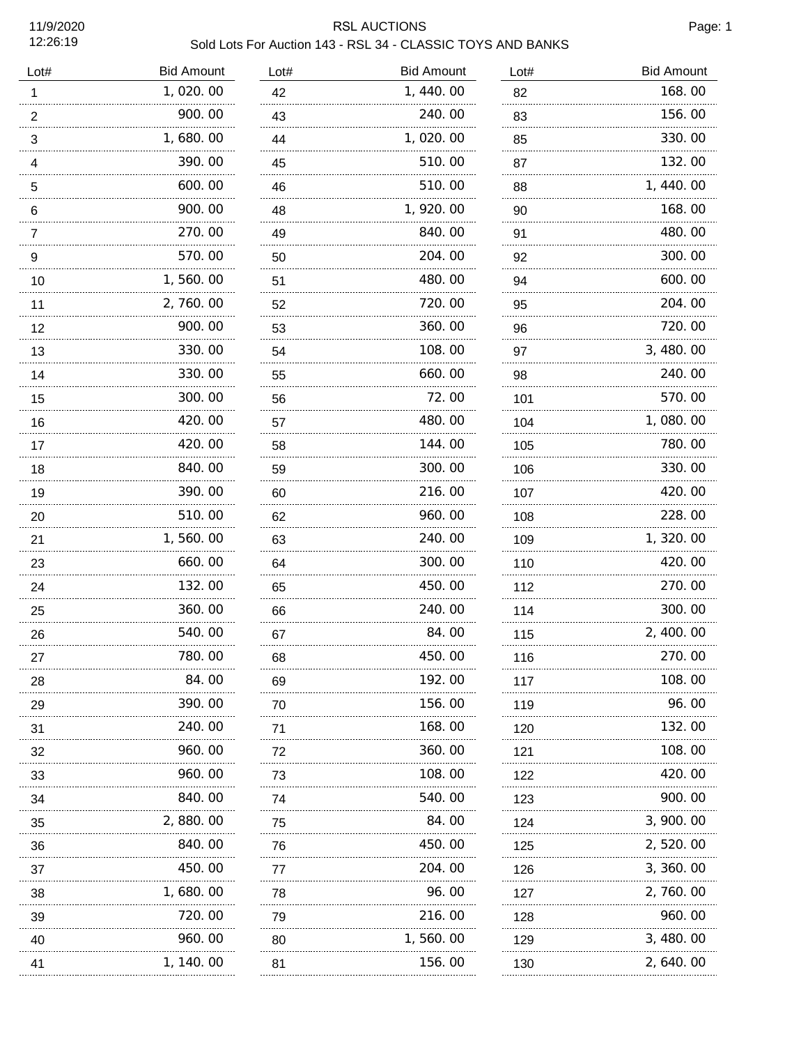# RSL AUCTIONS

## Sold Lots For Auction 143 - RSL 34 - CLASSIC TOYS AND BANKS

11/9/2020
12:26:19

| Lot# | Bid Amount |
|---|---|
| 1 | 1, 020. 00 |
| 2 | 900. 00 |
| 3 | 1, 680. 00 |
| 4 | 390. 00 |
| 5 | 600. 00 |
| 6 | 900. 00 |
| 7 | 270. 00 |
| 9 | 570. 00 |
| 10 | 1, 560. 00 |
| 11 | 2, 760. 00 |
| 12 | 900. 00 |
| 13 | 330. 00 |
| 14 | 330. 00 |
| 15 | 300. 00 |
| 16 | 420. 00 |
| 17 | 420. 00 |
| 18 | 840. 00 |
| 19 | 390. 00 |
| 20 | 510. 00 |
| 21 | 1, 560. 00 |
| 23 | 660. 00 |
| 24 | 132. 00 |
| 25 | 360. 00 |
| 26 | 540. 00 |
| 27 | 780. 00 |
| 28 | 84. 00 |
| 29 | 390. 00 |
| 31 | 240. 00 |
| 32 | 960. 00 |
| 33 | 960. 00 |
| 34 | 840. 00 |
| 35 | 2, 880. 00 |
| 36 | 840. 00 |
| 37 | 450. 00 |
| 38 | 1, 680. 00 |
| 39 | 720. 00 |
| 40 | 960. 00 |
| 41 | 1, 140. 00 |
| 42 | 1, 440. 00 |
| 43 | 240. 00 |
| 44 | 1, 020. 00 |
| 45 | 510. 00 |
| 46 | 510. 00 |
| 48 | 1, 920. 00 |
| 49 | 840. 00 |
| 50 | 204. 00 |
| 51 | 480. 00 |
| 52 | 720. 00 |
| 53 | 360. 00 |
| 54 | 108. 00 |
| 55 | 660. 00 |
| 56 | 72. 00 |
| 57 | 480. 00 |
| 58 | 144. 00 |
| 59 | 300. 00 |
| 60 | 216. 00 |
| 62 | 960. 00 |
| 63 | 240. 00 |
| 64 | 300. 00 |
| 65 | 450. 00 |
| 66 | 240. 00 |
| 67 | 84. 00 |
| 68 | 450. 00 |
| 69 | 192. 00 |
| 70 | 156. 00 |
| 71 | 168. 00 |
| 72 | 360. 00 |
| 73 | 108. 00 |
| 74 | 540. 00 |
| 75 | 84. 00 |
| 76 | 450. 00 |
| 77 | 204. 00 |
| 78 | 96. 00 |
| 79 | 216. 00 |
| 80 | 1, 560. 00 |
| 81 | 156. 00 |
| 82 | 168. 00 |
| 83 | 156. 00 |
| 85 | 330. 00 |
| 87 | 132. 00 |
| 88 | 1, 440. 00 |
| 90 | 168. 00 |
| 91 | 480. 00 |
| 92 | 300. 00 |
| 94 | 600. 00 |
| 95 | 204. 00 |
| 96 | 720. 00 |
| 97 | 3, 480. 00 |
| 98 | 240. 00 |
| 101 | 570. 00 |
| 104 | 1, 080. 00 |
| 105 | 780. 00 |
| 106 | 330. 00 |
| 107 | 420. 00 |
| 108 | 228. 00 |
| 109 | 1, 320. 00 |
| 110 | 420. 00 |
| 112 | 270. 00 |
| 114 | 300. 00 |
| 115 | 2, 400. 00 |
| 116 | 270. 00 |
| 117 | 108. 00 |
| 119 | 96. 00 |
| 120 | 132. 00 |
| 121 | 108. 00 |
| 122 | 420. 00 |
| 123 | 900. 00 |
| 124 | 3, 900. 00 |
| 125 | 2, 520. 00 |
| 126 | 3, 360. 00 |
| 127 | 2, 760. 00 |
| 128 | 960. 00 |
| 129 | 3, 480. 00 |
| 130 | 2, 640. 00 |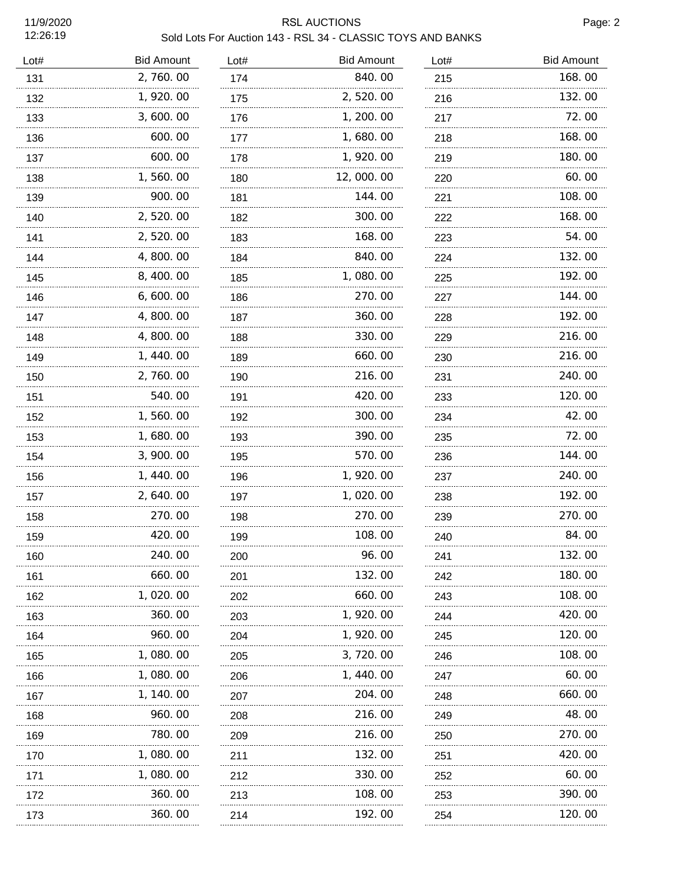# RSL AUCTIONS

## Sold Lots For Auction 143 - RSL 34 - CLASSIC TOYS AND BANKS

11/9/2020 12:26:19

| Lot# | Bid Amount |
|---|---|
| 131 | 2,760.00 |
| 132 | 1,920.00 |
| 133 | 3,600.00 |
| 136 | 600.00 |
| 137 | 600.00 |
| 138 | 1,560.00 |
| 139 | 900.00 |
| 140 | 2,520.00 |
| 141 | 2,520.00 |
| 144 | 4,800.00 |
| 145 | 8,400.00 |
| 146 | 6,600.00 |
| 147 | 4,800.00 |
| 148 | 4,800.00 |
| 149 | 1,440.00 |
| 150 | 2,760.00 |
| 151 | 540.00 |
| 152 | 1,560.00 |
| 153 | 1,680.00 |
| 154 | 3,900.00 |
| 156 | 1,440.00 |
| 157 | 2,640.00 |
| 158 | 270.00 |
| 159 | 420.00 |
| 160 | 240.00 |
| 161 | 660.00 |
| 162 | 1,020.00 |
| 163 | 360.00 |
| 164 | 960.00 |
| 165 | 1,080.00 |
| 166 | 1,080.00 |
| 167 | 1,140.00 |
| 168 | 960.00 |
| 169 | 780.00 |
| 170 | 1,080.00 |
| 171 | 1,080.00 |
| 172 | 360.00 |
| 173 | 360.00 |
| 174 | 840.00 |
| 175 | 2,520.00 |
| 176 | 1,200.00 |
| 177 | 1,680.00 |
| 178 | 1,920.00 |
| 180 | 12,000.00 |
| 181 | 144.00 |
| 182 | 300.00 |
| 183 | 168.00 |
| 184 | 840.00 |
| 185 | 1,080.00 |
| 186 | 270.00 |
| 187 | 360.00 |
| 188 | 330.00 |
| 189 | 660.00 |
| 190 | 216.00 |
| 191 | 420.00 |
| 192 | 300.00 |
| 193 | 390.00 |
| 195 | 570.00 |
| 196 | 1,920.00 |
| 197 | 1,020.00 |
| 198 | 270.00 |
| 199 | 108.00 |
| 200 | 96.00 |
| 201 | 132.00 |
| 202 | 660.00 |
| 203 | 1,920.00 |
| 204 | 1,920.00 |
| 205 | 3,720.00 |
| 206 | 1,440.00 |
| 207 | 204.00 |
| 208 | 216.00 |
| 209 | 216.00 |
| 211 | 132.00 |
| 212 | 330.00 |
| 213 | 108.00 |
| 214 | 192.00 |
| 215 | 168.00 |
| 216 | 132.00 |
| 217 | 72.00 |
| 218 | 168.00 |
| 219 | 180.00 |
| 220 | 60.00 |
| 221 | 108.00 |
| 222 | 168.00 |
| 223 | 54.00 |
| 224 | 132.00 |
| 225 | 192.00 |
| 227 | 144.00 |
| 228 | 192.00 |
| 229 | 216.00 |
| 230 | 216.00 |
| 231 | 240.00 |
| 233 | 120.00 |
| 234 | 42.00 |
| 235 | 72.00 |
| 236 | 144.00 |
| 237 | 240.00 |
| 238 | 192.00 |
| 239 | 270.00 |
| 240 | 84.00 |
| 241 | 132.00 |
| 242 | 180.00 |
| 243 | 108.00 |
| 244 | 420.00 |
| 245 | 120.00 |
| 246 | 108.00 |
| 247 | 60.00 |
| 248 | 660.00 |
| 249 | 48.00 |
| 250 | 270.00 |
| 251 | 420.00 |
| 252 | 60.00 |
| 253 | 390.00 |
| 254 | 120.00 |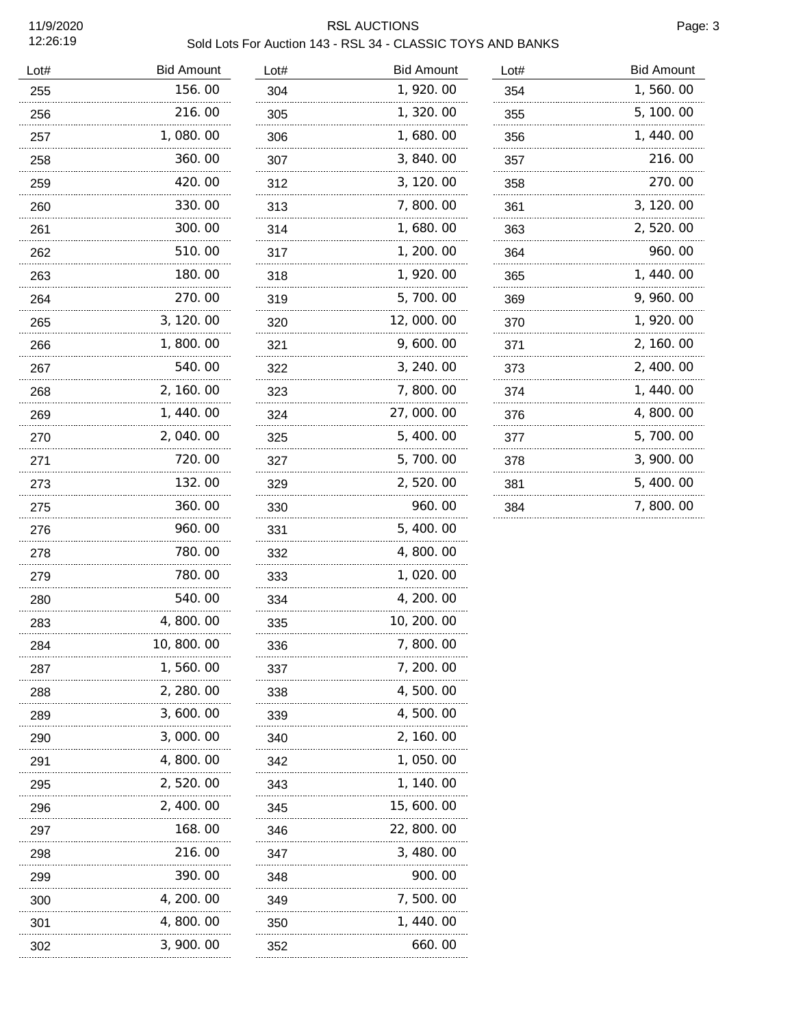RSL AUCTIONS

Sold Lots For Auction 143 - RSL 34 - CLASSIC TOYS AND BANKS

| Lot# | Bid Amount |
|---|---|
| 255 | 156. 00 |
| 256 | 216. 00 |
| 257 | 1, 080. 00 |
| 258 | 360. 00 |
| 259 | 420. 00 |
| 260 | 330. 00 |
| 261 | 300. 00 |
| 262 | 510. 00 |
| 263 | 180. 00 |
| 264 | 270. 00 |
| 265 | 3, 120. 00 |
| 266 | 1, 800. 00 |
| 267 | 540. 00 |
| 268 | 2, 160. 00 |
| 269 | 1, 440. 00 |
| 270 | 2, 040. 00 |
| 271 | 720. 00 |
| 273 | 132. 00 |
| 275 | 360. 00 |
| 276 | 960. 00 |
| 278 | 780. 00 |
| 279 | 780. 00 |
| 280 | 540. 00 |
| 283 | 4, 800. 00 |
| 284 | 10, 800. 00 |
| 287 | 1, 560. 00 |
| 288 | 2, 280. 00 |
| 289 | 3, 600. 00 |
| 290 | 3, 000. 00 |
| 291 | 4, 800. 00 |
| 295 | 2, 520. 00 |
| 296 | 2, 400. 00 |
| 297 | 168. 00 |
| 298 | 216. 00 |
| 299 | 390. 00 |
| 300 | 4, 200. 00 |
| 301 | 4, 800. 00 |
| 302 | 3, 900. 00 |
| 304 | 1, 920. 00 |
| 305 | 1, 320. 00 |
| 306 | 1, 680. 00 |
| 307 | 3, 840. 00 |
| 312 | 3, 120. 00 |
| 313 | 7, 800. 00 |
| 314 | 1, 680. 00 |
| 317 | 1, 200. 00 |
| 318 | 1, 920. 00 |
| 319 | 5, 700. 00 |
| 320 | 12, 000. 00 |
| 321 | 9, 600. 00 |
| 322 | 3, 240. 00 |
| 323 | 7, 800. 00 |
| 324 | 27, 000. 00 |
| 325 | 5, 400. 00 |
| 327 | 5, 700. 00 |
| 329 | 2, 520. 00 |
| 330 | 960. 00 |
| 331 | 5, 400. 00 |
| 332 | 4, 800. 00 |
| 333 | 1, 020. 00 |
| 334 | 4, 200. 00 |
| 335 | 10, 200. 00 |
| 336 | 7, 800. 00 |
| 337 | 7, 200. 00 |
| 338 | 4, 500. 00 |
| 339 | 4, 500. 00 |
| 340 | 2, 160. 00 |
| 342 | 1, 050. 00 |
| 343 | 1, 140. 00 |
| 345 | 15, 600. 00 |
| 346 | 22, 800. 00 |
| 347 | 3, 480. 00 |
| 348 | 900. 00 |
| 349 | 7, 500. 00 |
| 350 | 1, 440. 00 |
| 352 | 660. 00 |
| 354 | 1, 560. 00 |
| 355 | 5, 100. 00 |
| 356 | 1, 440. 00 |
| 357 | 216. 00 |
| 358 | 270. 00 |
| 361 | 3, 120. 00 |
| 363 | 2, 520. 00 |
| 364 | 960. 00 |
| 365 | 1, 440. 00 |
| 369 | 9, 960. 00 |
| 370 | 1, 920. 00 |
| 371 | 2, 160. 00 |
| 373 | 2, 400. 00 |
| 374 | 1, 440. 00 |
| 376 | 4, 800. 00 |
| 377 | 5, 700. 00 |
| 378 | 3, 900. 00 |
| 381 | 5, 400. 00 |
| 384 | 7, 800. 00 |